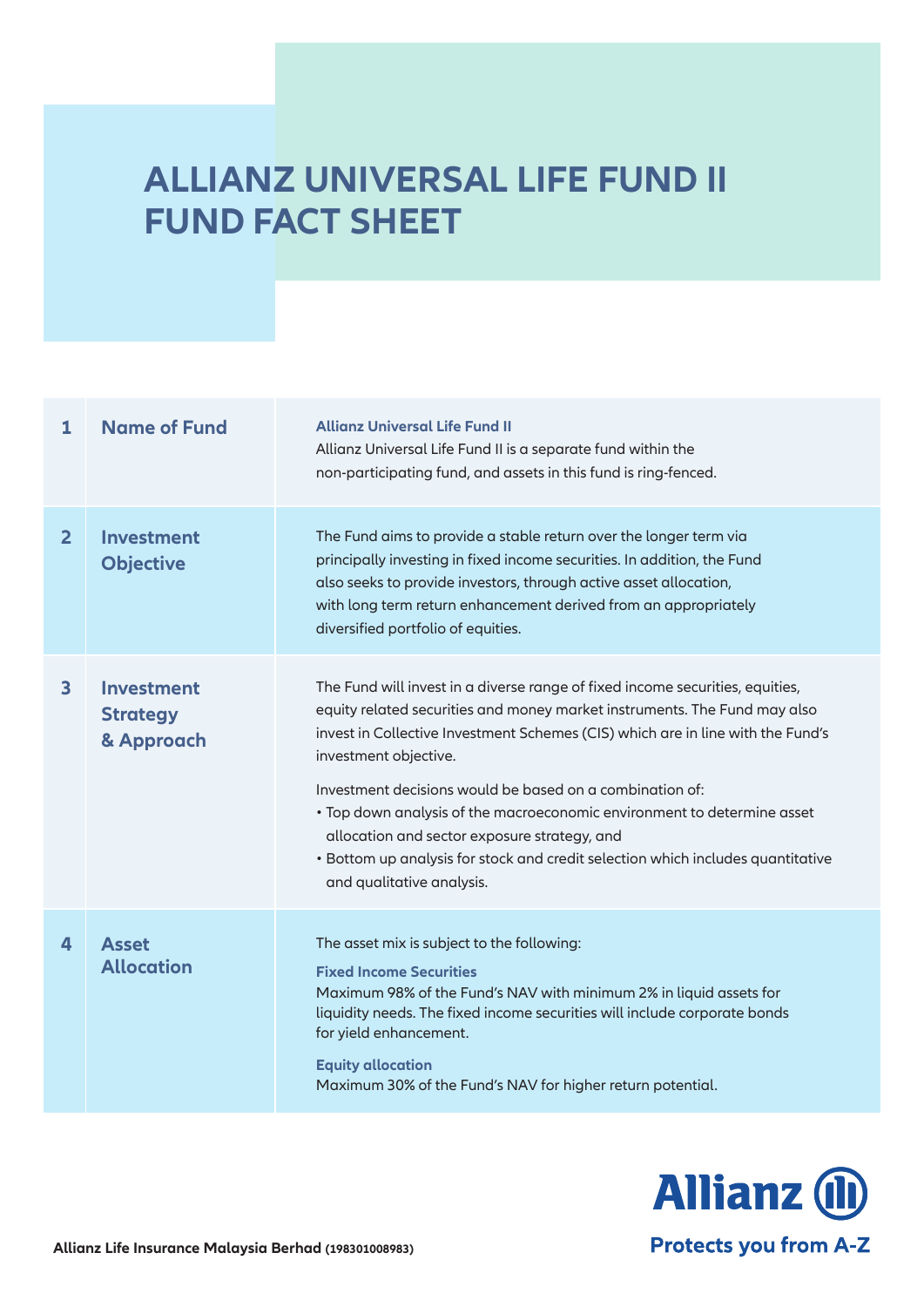# ALLIANZ UNIVERSAL LIFE FUND II FUND FACT SHEET

| | | |
|---|---|---|
| 1 | Name of Fund | **Allianz Universal Life Fund II**<br>Allianz Universal Life Fund II is a separate fund within the non-participating fund, and assets in this fund is ring-fenced. |
| 2 | Investment Objective | The Fund aims to provide a stable return over the longer term via principally investing in fixed income securities. In addition, the Fund also seeks to provide investors, through active asset allocation, with long term return enhancement derived from an appropriately diversified portfolio of equities. |
| 3 | Investment Strategy & Approach | The Fund will invest in a diverse range of fixed income securities, equities, equity related securities and money market instruments. The Fund may also invest in Collective Investment Schemes (CIS) which are in line with the Fund's investment objective.<br><br>Investment decisions would be based on a combination of:<br>• Top down analysis of the macroeconomic environment to determine asset allocation and sector exposure strategy, and<br>• Bottom up analysis for stock and credit selection which includes quantitative and qualitative analysis. |
| 4 | Asset Allocation | The asset mix is subject to the following:<br><br>**Fixed Income Securities**<br>Maximum 98% of the Fund's NAV with minimum 2% in liquid assets for liquidity needs. The fixed income securities will include corporate bonds for yield enhancement.<br><br>**Equity allocation**<br>Maximum 30% of the Fund's NAV for higher return potential. |

Allianz
Protects you from A-Z

**Allianz Life Insurance Malaysia Berhad** (198301008983)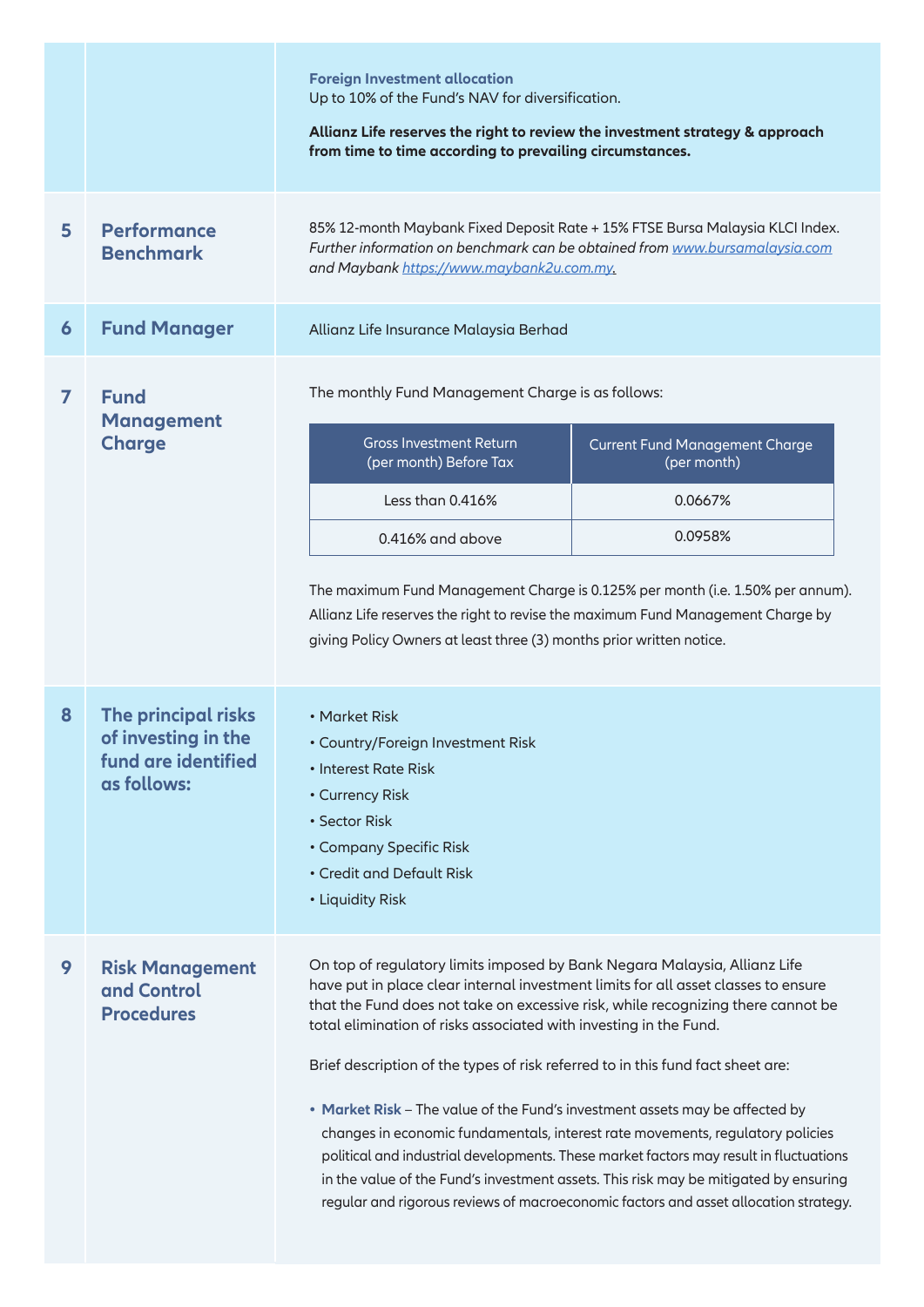**Foreign Investment allocation**
Up to 10% of the Fund's NAV for diversification.

**Allianz Life reserves the right to review the investment strategy & approach from time to time according to prevailing circumstances.**

## 5 Performance Benchmark

85% 12-month Maybank Fixed Deposit Rate + 15% FTSE Bursa Malaysia KLCI Index.
*Further information on benchmark can be obtained from [www.bursamalaysia.com](www.bursamalaysia.com) and Maybank [https://www.maybank2u.com.my](https://www.maybank2u.com.my).*

## 6 Fund Manager

Allianz Life Insurance Malaysia Berhad

## 7 Fund Management Charge

The monthly Fund Management Charge is as follows:

| Gross Investment Return (per month) Before Tax | Current Fund Management Charge (per month) |
|---|---|
| Less than 0.416% | 0.0667% |
| 0.416% and above | 0.0958% |

The maximum Fund Management Charge is 0.125% per month (i.e. 1.50% per annum). Allianz Life reserves the right to revise the maximum Fund Management Charge by giving Policy Owners at least three (3) months prior written notice.

## 8 The principal risks of investing in the fund are identified as follows:

- Market Risk
- Country/Foreign Investment Risk
- Interest Rate Risk
- Currency Risk
- Sector Risk
- Company Specific Risk
- Credit and Default Risk
- Liquidity Risk

## 9 Risk Management and Control Procedures

On top of regulatory limits imposed by Bank Negara Malaysia, Allianz Life have put in place clear internal investment limits for all asset classes to ensure that the Fund does not take on excessive risk, while recognizing there cannot be total elimination of risks associated with investing in the Fund.

Brief description of the types of risk referred to in this fund fact sheet are:

- **Market Risk** – The value of the Fund's investment assets may be affected by changes in economic fundamentals, interest rate movements, regulatory policies political and industrial developments. These market factors may result in fluctuations in the value of the Fund's investment assets. This risk may be mitigated by ensuring regular and rigorous reviews of macroeconomic factors and asset allocation strategy.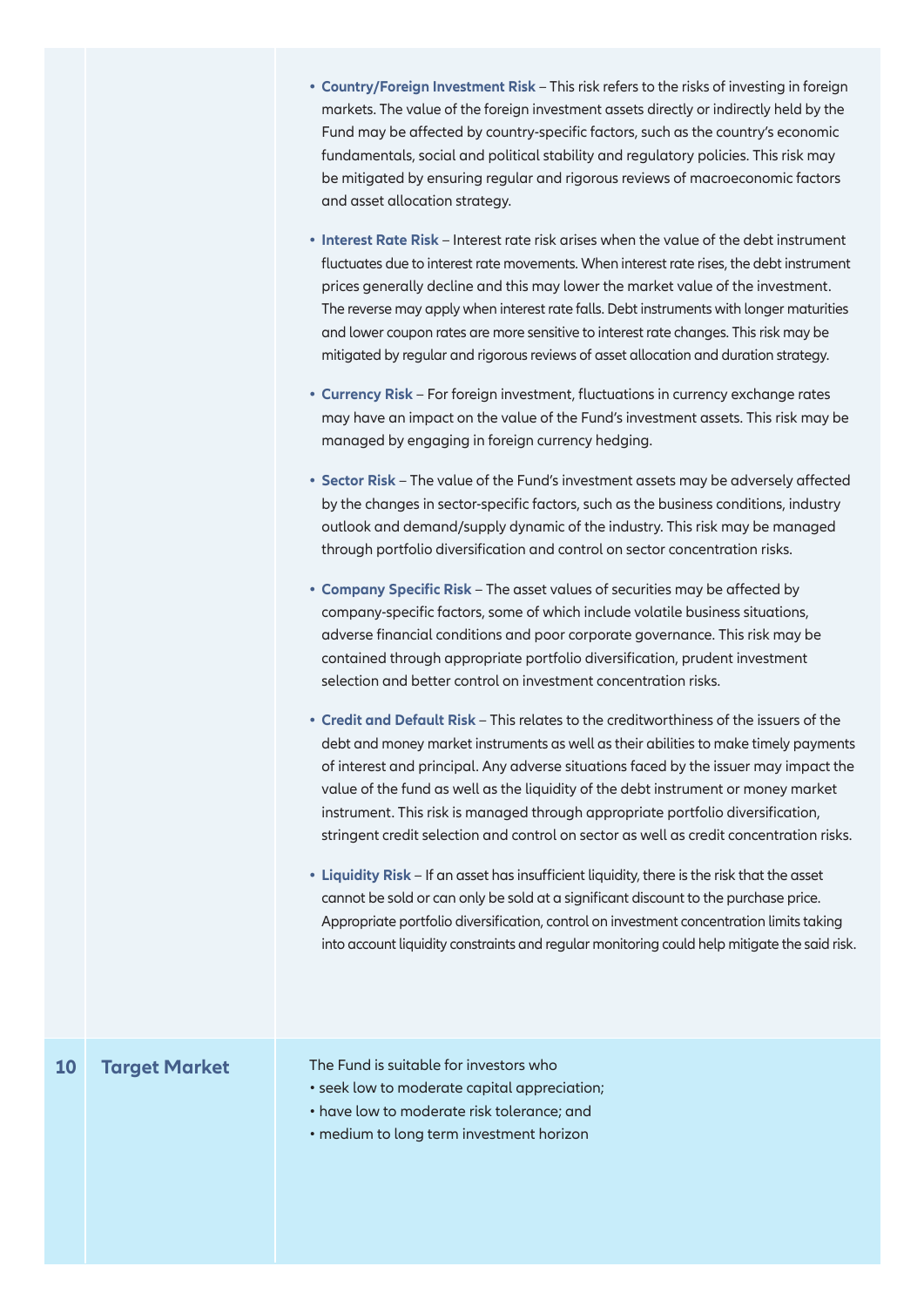- **Country/Foreign Investment Risk** – This risk refers to the risks of investing in foreign markets. The value of the foreign investment assets directly or indirectly held by the Fund may be affected by country-specific factors, such as the country's economic fundamentals, social and political stability and regulatory policies. This risk may be mitigated by ensuring regular and rigorous reviews of macroeconomic factors and asset allocation strategy.

- **Interest Rate Risk** – Interest rate risk arises when the value of the debt instrument fluctuates due to interest rate movements. When interest rate rises, the debt instrument prices generally decline and this may lower the market value of the investment. The reverse may apply when interest rate falls. Debt instruments with longer maturities and lower coupon rates are more sensitive to interest rate changes. This risk may be mitigated by regular and rigorous reviews of asset allocation and duration strategy.

- **Currency Risk** – For foreign investment, fluctuations in currency exchange rates may have an impact on the value of the Fund's investment assets. This risk may be managed by engaging in foreign currency hedging.

- **Sector Risk** – The value of the Fund's investment assets may be adversely affected by the changes in sector-specific factors, such as the business conditions, industry outlook and demand/supply dynamic of the industry. This risk may be managed through portfolio diversification and control on sector concentration risks.

- **Company Specific Risk** – The asset values of securities may be affected by company-specific factors, some of which include volatile business situations, adverse financial conditions and poor corporate governance. This risk may be contained through appropriate portfolio diversification, prudent investment selection and better control on investment concentration risks.

- **Credit and Default Risk** – This relates to the creditworthiness of the issuers of the debt and money market instruments as well as their abilities to make timely payments of interest and principal. Any adverse situations faced by the issuer may impact the value of the fund as well as the liquidity of the debt instrument or money market instrument. This risk is managed through appropriate portfolio diversification, stringent credit selection and control on sector as well as credit concentration risks.

- **Liquidity Risk** – If an asset has insufficient liquidity, there is the risk that the asset cannot be sold or can only be sold at a significant discount to the purchase price. Appropriate portfolio diversification, control on investment concentration limits taking into account liquidity constraints and regular monitoring could help mitigate the said risk.

## 10 Target Market

The Fund is suitable for investors who

- seek low to moderate capital appreciation;
- have low to moderate risk tolerance; and
- medium to long term investment horizon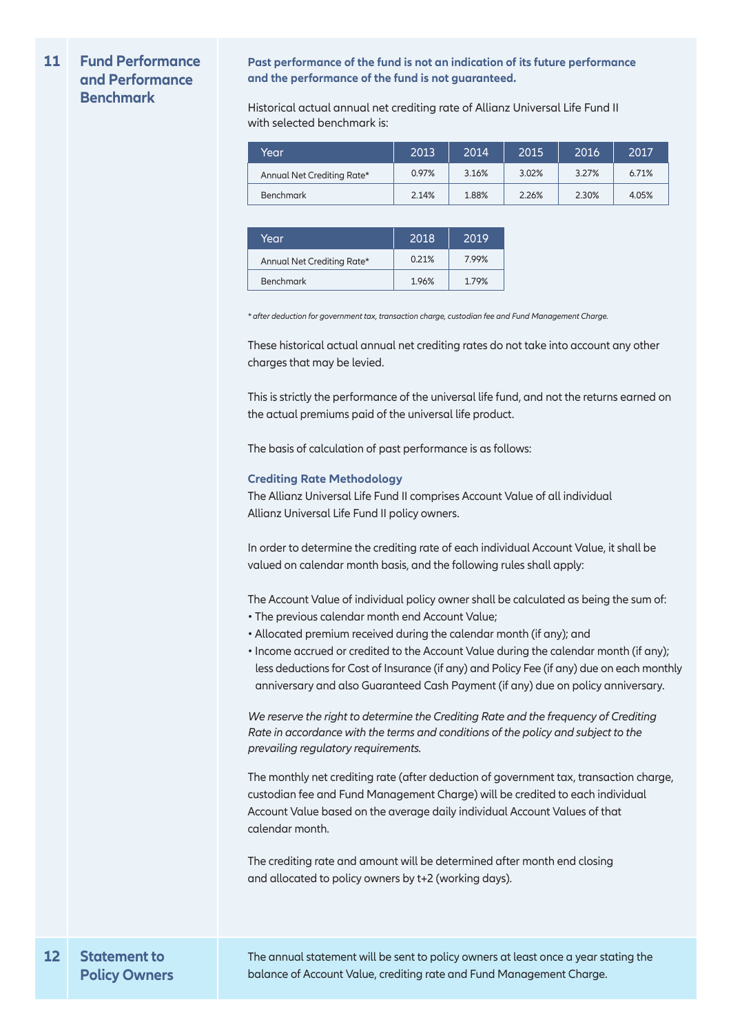## 11 Fund Performance and Performance Benchmark

**Past performance of the fund is not an indication of its future performance and the performance of the fund is not guaranteed.**

Historical actual annual net crediting rate of Allianz Universal Life Fund II with selected benchmark is:

| Year | 2013 | 2014 | 2015 | 2016 | 2017 |
|---|---|---|---|---|---|
| Annual Net Crediting Rate* | 0.97% | 3.16% | 3.02% | 3.27% | 6.71% |
| Benchmark | 2.14% | 1.88% | 2.26% | 2.30% | 4.05% |

| Year | 2018 | 2019 |
|---|---|---|
| Annual Net Crediting Rate* | 0.21% | 7.99% |
| Benchmark | 1.96% | 1.79% |

*\* after deduction for government tax, transaction charge, custodian fee and Fund Management Charge.*

These historical actual annual net crediting rates do not take into account any other charges that may be levied.

This is strictly the performance of the universal life fund, and not the returns earned on the actual premiums paid of the universal life product.

The basis of calculation of past performance is as follows:

**Crediting Rate Methodology**

The Allianz Universal Life Fund II comprises Account Value of all individual Allianz Universal Life Fund II policy owners.

In order to determine the crediting rate of each individual Account Value, it shall be valued on calendar month basis, and the following rules shall apply:

The Account Value of individual policy owner shall be calculated as being the sum of:

- The previous calendar month end Account Value;
- Allocated premium received during the calendar month (if any); and
- Income accrued or credited to the Account Value during the calendar month (if any); less deductions for Cost of Insurance (if any) and Policy Fee (if any) due on each monthly anniversary and also Guaranteed Cash Payment (if any) due on policy anniversary.

*We reserve the right to determine the Crediting Rate and the frequency of Crediting Rate in accordance with the terms and conditions of the policy and subject to the prevailing regulatory requirements.*

The monthly net crediting rate (after deduction of government tax, transaction charge, custodian fee and Fund Management Charge) will be credited to each individual Account Value based on the average daily individual Account Values of that calendar month.

The crediting rate and amount will be determined after month end closing and allocated to policy owners by t+2 (working days).

## 12 Statement to Policy Owners

The annual statement will be sent to policy owners at least once a year stating the balance of Account Value, crediting rate and Fund Management Charge.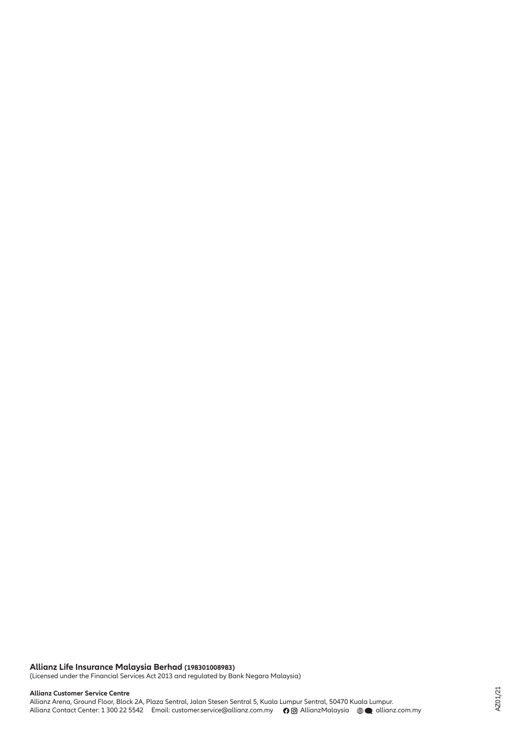**Allianz Life Insurance Malaysia Berhad (198301008983)**
(Licensed under the Financial Services Act 2013 and regulated by Bank Negara Malaysia)

**Allianz Customer Service Centre**
Allianz Arena, Ground Floor, Block 2A, Plaza Sentral, Jalan Stesen Sentral 5, Kuala Lumpur Sentral, 50470 Kuala Lumpur.
Allianz Contact Center: 1 300 22 5542 Email: customer.service@allianz.com.my AllianzMalaysia allianz.com.my

AZ01/21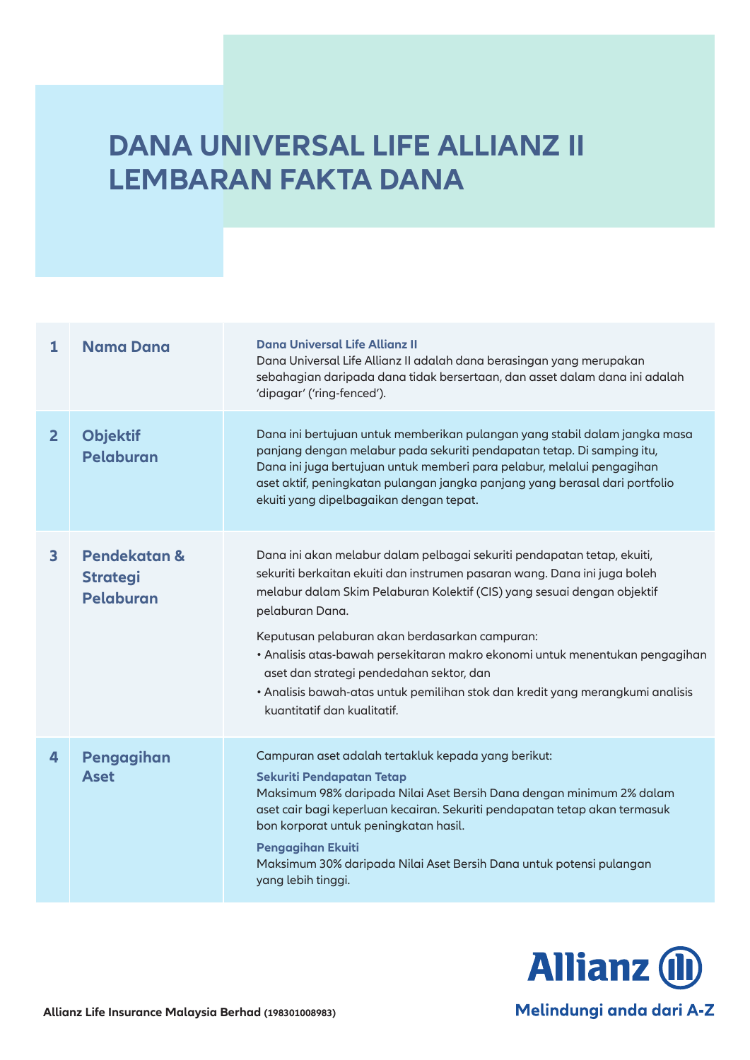# DANA UNIVERSAL LIFE ALLIANZ II LEMBARAN FAKTA DANA

| | | |
|---|---|---|
| **1** | **Nama Dana** | **Dana Universal Life Allianz II**<br>Dana Universal Life Allianz II adalah dana berasingan yang merupakan sebahagian daripada dana tidak bersertaan, dan asset dalam dana ini adalah 'dipagar' ('ring-fenced'). |
| **2** | **Objektif Pelaburan** | Dana ini bertujuan untuk memberikan pulangan yang stabil dalam jangka masa panjang dengan melabur pada sekuriti pendapatan tetap. Di samping itu, Dana ini juga bertujuan untuk memberi para pelabur, melalui pengagihan aset aktif, peningkatan pulangan jangka panjang yang berasal dari portfolio ekuiti yang dipelbagaikan dengan tepat. |
| **3** | **Pendekatan & Strategi Pelaburan** | Dana ini akan melabur dalam pelbagai sekuriti pendapatan tetap, ekuiti, sekuriti berkaitan ekuiti dan instrumen pasaran wang. Dana ini juga boleh melabur dalam Skim Pelaburan Kolektif (CIS) yang sesuai dengan objektif pelaburan Dana.<br><br>Keputusan pelaburan akan berdasarkan campuran:<br>• Analisis atas-bawah persekitaran makro ekonomi untuk menentukan pengagihan aset dan strategi pendedahan sektor, dan<br>• Analisis bawah-atas untuk pemilihan stok dan kredit yang merangkumi analisis kuantitatif dan kualitatif. |
| **4** | **Pengagihan Aset** | Campuran aset adalah tertakluk kepada yang berikut:<br>**Sekuriti Pendapatan Tetap**<br>Maksimum 98% daripada Nilai Aset Bersih Dana dengan minimum 2% dalam aset cair bagi keperluan kecairan. Sekuriti pendapatan tetap akan termasuk bon korporat untuk peningkatan hasil.<br>**Pengagihan Ekuiti**<br>Maksimum 30% daripada Nilai Aset Bersih Dana untuk potensi pulangan yang lebih tinggi. |

**Allianz Life Insurance Malaysia Berhad** (198301008983)

Allianz

Melindungi anda dari A-Z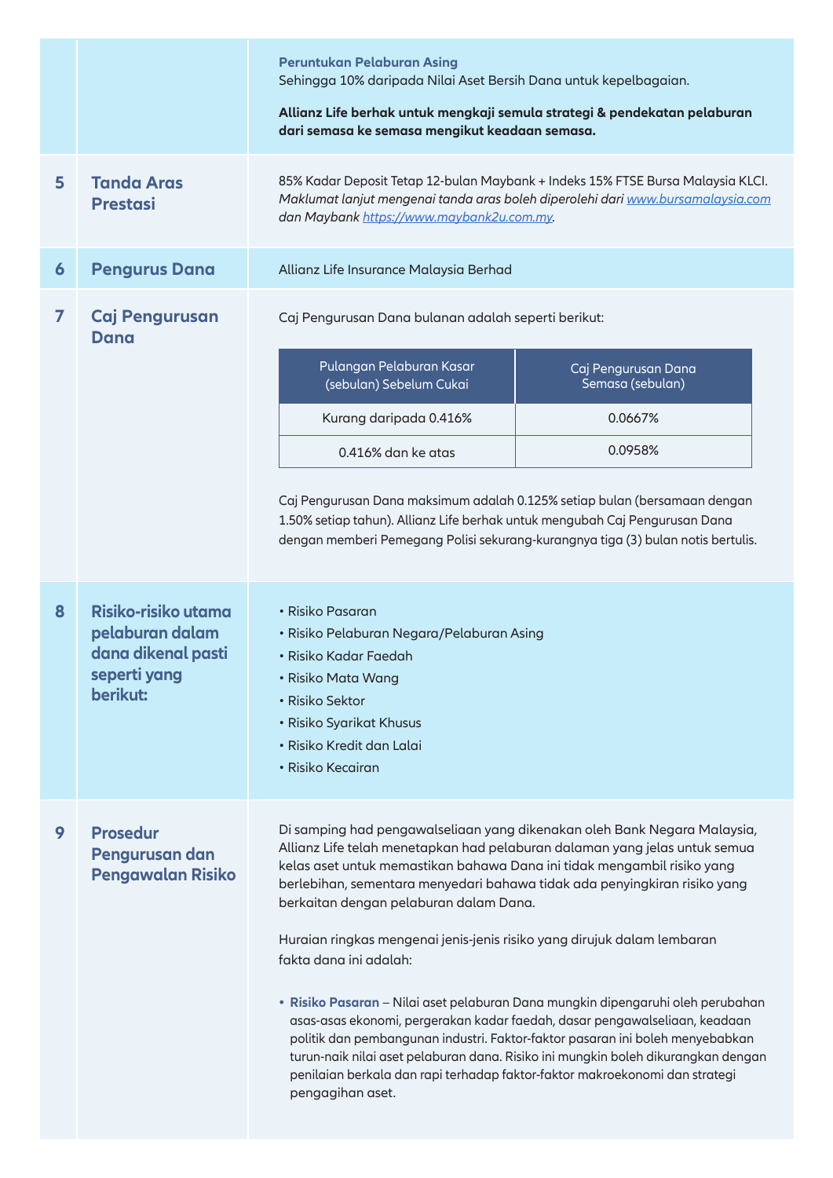**Peruntukan Pelaburan Asing**

Sehingga 10% daripada Nilai Aset Bersih Dana untuk kepelbagaian.

**Allianz Life berhak untuk mengkaji semula strategi & pendekatan pelaburan dari semasa ke semasa mengikut keadaan semasa.**

## 5 Tanda Aras Prestasi

85% Kadar Deposit Tetap 12-bulan Maybank + Indeks 15% FTSE Bursa Malaysia KLCI.

*Maklumat lanjut mengenai tanda aras boleh diperolehi dari www.bursamalaysia.com dan Maybank https://www.maybank2u.com.my.*

## 6 Pengurus Dana

Allianz Life Insurance Malaysia Berhad

## 7 Caj Pengurusan Dana

Caj Pengurusan Dana bulanan adalah seperti berikut:

| Pulangan Pelaburan Kasar (sebulan) Sebelum Cukai | Caj Pengurusan Dana Semasa (sebulan) |
|---|---|
| Kurang daripada 0.416% | 0.0667% |
| 0.416% dan ke atas | 0.0958% |

Caj Pengurusan Dana maksimum adalah 0.125% setiap bulan (bersamaan dengan 1.50% setiap tahun). Allianz Life berhak untuk mengubah Caj Pengurusan Dana dengan memberi Pemegang Polisi sekurang-kurangnya tiga (3) bulan notis bertulis.

## 8 Risiko-risiko utama pelaburan dalam dana dikenal pasti seperti yang berikut:

- Risiko Pasaran
- Risiko Pelaburan Negara/Pelaburan Asing
- Risiko Kadar Faedah
- Risiko Mata Wang
- Risiko Sektor
- Risiko Syarikat Khusus
- Risiko Kredit dan Lalai
- Risiko Kecairan

## 9 Prosedur Pengurusan dan Pengawalan Risiko

Di samping had pengawalseliaan yang dikenakan oleh Bank Negara Malaysia, Allianz Life telah menetapkan had pelaburan dalaman yang jelas untuk semua kelas aset untuk memastikan bahawa Dana ini tidak mengambil risiko yang berlebihan, sementara menyedari bahawa tidak ada penyingkiran risiko yang berkaitan dengan pelaburan dalam Dana.

Huraian ringkas mengenai jenis-jenis risiko yang dirujuk dalam lembaran fakta dana ini adalah:

- **Risiko Pasaran** – Nilai aset pelaburan Dana mungkin dipengaruhi oleh perubahan asas-asas ekonomi, pergerakan kadar faedah, dasar pengawalseliaan, keadaan politik dan pembangunan industri. Faktor-faktor pasaran ini boleh menyebabkan turun-naik nilai aset pelaburan dana. Risiko ini mungkin boleh dikurangkan dengan penilaian berkala dan rapi terhadap faktor-faktor makroekonomi dan strategi pengagihan aset.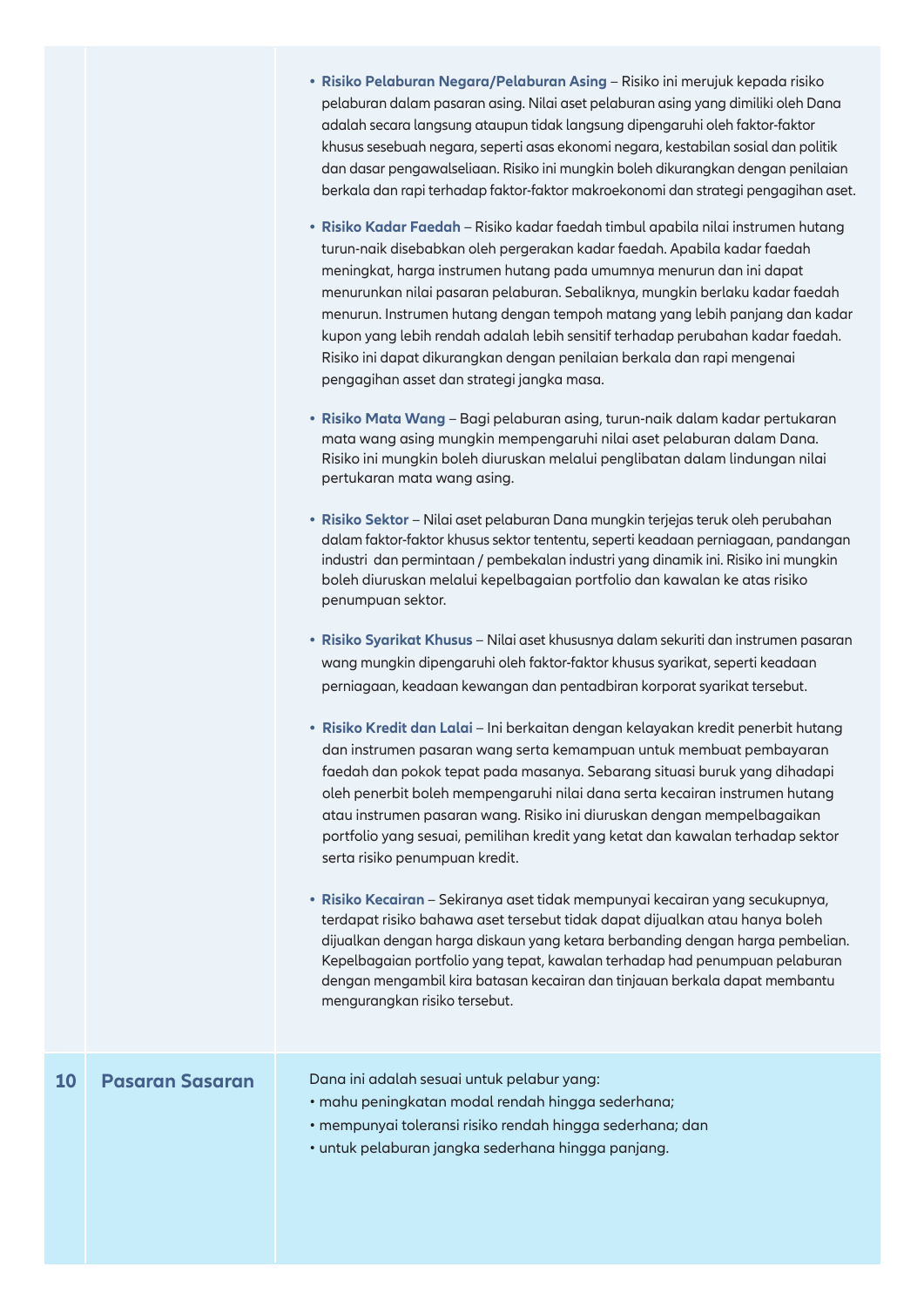| | | |
|---|---|---|
| | | • **Risiko Pelaburan Negara/Pelaburan Asing** – Risiko ini merujuk kepada risiko pelaburan dalam pasaran asing. Nilai aset pelaburan asing yang dimiliki oleh Dana adalah secara langsung ataupun tidak langsung dipengaruhi oleh faktor-faktor khusus sesebuah negara, seperti asas ekonomi negara, kestabilan sosial dan politik dan dasar pengawalseliaan. Risiko ini mungkin boleh dikurangkan dengan penilaian berkala dan rapi terhadap faktor-faktor makroekonomi dan strategi pengagihan aset.<br><br>• **Risiko Kadar Faedah** – Risiko kadar faedah timbul apabila nilai instrumen hutang turun-naik disebabkan oleh pergerakan kadar faedah. Apabila kadar faedah meningkat, harga instrumen hutang pada umumnya menurun dan ini dapat menurunkan nilai pasaran pelaburan. Sebaliknya, mungkin berlaku kadar faedah menurun. Instrumen hutang dengan tempoh matang yang lebih panjang dan kadar kupon yang lebih rendah adalah lebih sensitif terhadap perubahan kadar faedah. Risiko ini dapat dikurangkan dengan penilaian berkala dan rapi mengenai pengagihan asset dan strategi jangka masa.<br><br>• **Risiko Mata Wang** – Bagi pelaburan asing, turun-naik dalam kadar pertukaran mata wang asing mungkin mempengaruhi nilai aset pelaburan dalam Dana. Risiko ini mungkin boleh diuruskan melalui penglibatan dalam lindungan nilai pertukaran mata wang asing.<br><br>• **Risiko Sektor** – Nilai aset pelaburan Dana mungkin terjejas teruk oleh perubahan dalam faktor-faktor khusus sektor tententu, seperti keadaan perniagaan, pandangan industri dan permintaan / pembekalan industri yang dinamik ini. Risiko ini mungkin boleh diuruskan melalui kepelbagaian portfolio dan kawalan ke atas risiko penumpuan sektor.<br><br>• **Risiko Syarikat Khusus** – Nilai aset khususnya dalam sekuriti dan instrumen pasaran wang mungkin dipengaruhi oleh faktor-faktor khusus syarikat, seperti keadaan perniagaan, keadaan kewangan dan pentadbiran korporat syarikat tersebut.<br><br>• **Risiko Kredit dan Lalai** – Ini berkaitan dengan kelayakan kredit penerbit hutang dan instrumen pasaran wang serta kemampuan untuk membuat pembayaran faedah dan pokok tepat pada masanya. Sebarang situasi buruk yang dihadapi oleh penerbit boleh mempengaruhi nilai dana serta kecairan instrumen hutang atau instrumen pasaran wang. Risiko ini diuruskan dengan mempelbagaikan portfolio yang sesuai, pemilihan kredit yang ketat dan kawalan terhadap sektor serta risiko penumpuan kredit.<br><br>• **Risiko Kecairan** – Sekiranya aset tidak mempunyai kecairan yang secukupnya, terdapat risiko bahawa aset tersebut tidak dapat dijualkan atau hanya boleh dijualkan dengan harga diskaun yang ketara berbanding dengan harga pembelian. Kepelbagaian portfolio yang tepat, kawalan terhadap had penumpuan pelaburan dengan mengambil kira batasan kecairan dan tinjauan berkala dapat membantu mengurangkan risiko tersebut. |
| **10** | **Pasaran Sasaran** | Dana ini adalah sesuai untuk pelabur yang:<br>• mahu peningkatan modal rendah hingga sederhana;<br>• mempunyai toleransi risiko rendah hingga sederhana; dan<br>• untuk pelaburan jangka sederhana hingga panjang. |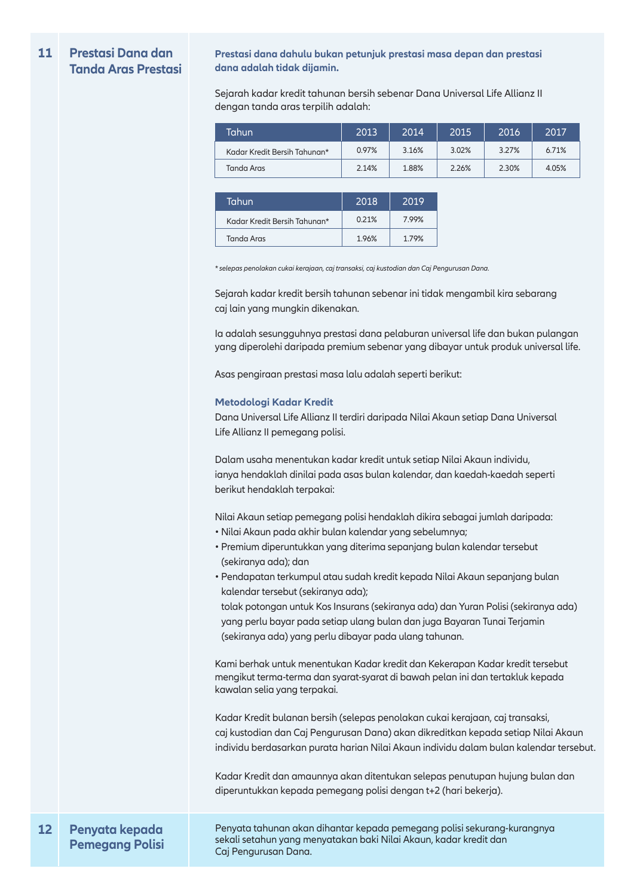## 11 Prestasi Dana dan Tanda Aras Prestasi

**Prestasi dana dahulu bukan petunjuk prestasi masa depan dan prestasi dana adalah tidak dijamin.**

Sejarah kadar kredit tahunan bersih sebenar Dana Universal Life Allianz II dengan tanda aras terpilih adalah:

| Tahun | 2013 | 2014 | 2015 | 2016 | 2017 |
|---|---|---|---|---|---|
| Kadar Kredit Bersih Tahunan* | 0.97% | 3.16% | 3.02% | 3.27% | 6.71% |
| Tanda Aras | 2.14% | 1.88% | 2.26% | 2.30% | 4.05% |

| Tahun | 2018 | 2019 |
|---|---|---|
| Kadar Kredit Bersih Tahunan* | 0.21% | 7.99% |
| Tanda Aras | 1.96% | 1.79% |

*\* selepas penolakan cukai kerajaan, caj transaksi, caj kustodian dan Caj Pengurusan Dana.*

Sejarah kadar kredit bersih tahunan sebenar ini tidak mengambil kira sebarang caj lain yang mungkin dikenakan.

Ia adalah sesungguhnya prestasi dana pelaburan universal life dan bukan pulangan yang diperolehi daripada premium sebenar yang dibayar untuk produk universal life.

Asas pengiraan prestasi masa lalu adalah seperti berikut:

### Metodologi Kadar Kredit

Dana Universal Life Allianz II terdiri daripada Nilai Akaun setiap Dana Universal Life Allianz II pemegang polisi.

Dalam usaha menentukan kadar kredit untuk setiap Nilai Akaun individu, ianya hendaklah dinilai pada asas bulan kalendar, dan kaedah-kaedah seperti berikut hendaklah terpakai:

Nilai Akaun setiap pemegang polisi hendaklah dikira sebagai jumlah daripada:

- Nilai Akaun pada akhir bulan kalendar yang sebelumnya;
- Premium diperuntukkan yang diterima sepanjang bulan kalendar tersebut (sekiranya ada); dan
- Pendapatan terkumpul atau sudah kredit kepada Nilai Akaun sepanjang bulan kalendar tersebut (sekiranya ada);
  tolak potongan untuk Kos Insurans (sekiranya ada) dan Yuran Polisi (sekiranya ada) yang perlu bayar pada setiap ulang bulan dan juga Bayaran Tunai Terjamin (sekiranya ada) yang perlu dibayar pada ulang tahunan.

Kami berhak untuk menentukan Kadar kredit dan Kekerapan Kadar kredit tersebut mengikut terma-terma dan syarat-syarat di bawah pelan ini dan tertakluk kepada kawalan selia yang terpakai.

Kadar Kredit bulanan bersih (selepas penolakan cukai kerajaan, caj transaksi, caj kustodian dan Caj Pengurusan Dana) akan dikreditkan kepada setiap Nilai Akaun individu berdasarkan purata harian Nilai Akaun individu dalam bulan kalendar tersebut.

Kadar Kredit dan amaunnya akan ditentukan selepas penutupan hujung bulan dan diperuntukkan kepada pemegang polisi dengan t+2 (hari bekerja).

## 12 Penyata kepada Pemegang Polisi

Penyata tahunan akan dihantar kepada pemegang polisi sekurang-kurangnya sekali setahun yang menyatakan baki Nilai Akaun, kadar kredit dan Caj Pengurusan Dana.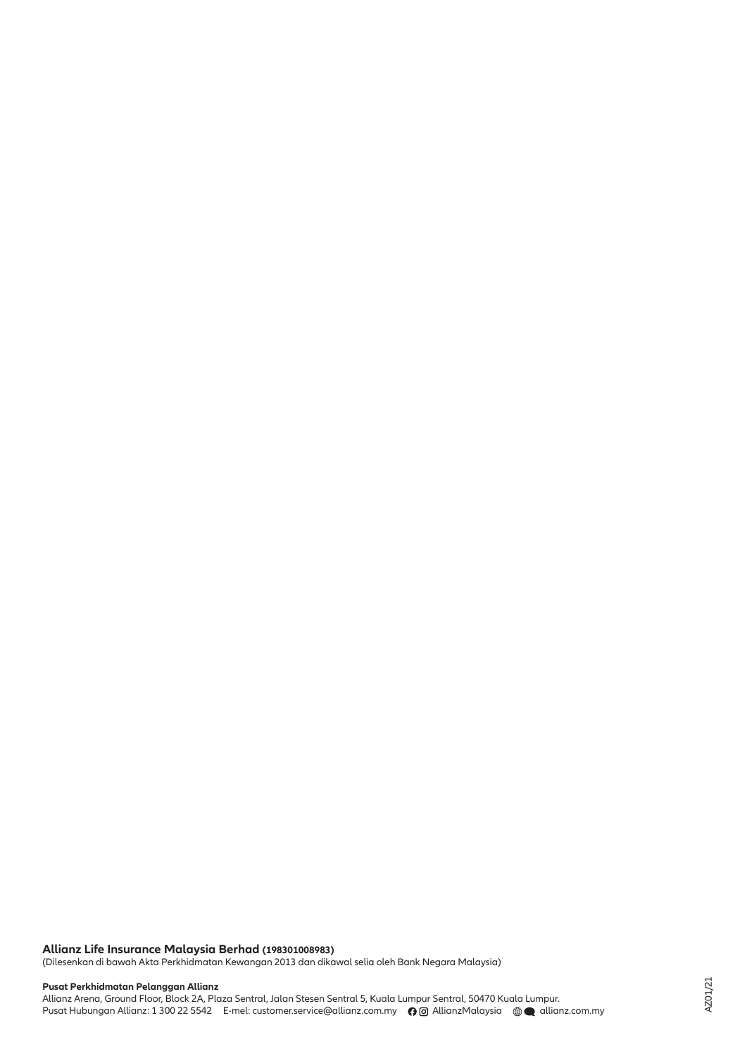**Allianz Life Insurance Malaysia Berhad (198301008983)**
(Dilesenkan di bawah Akta Perkhidmatan Kewangan 2013 dan dikawal selia oleh Bank Negara Malaysia)

**Pusat Perkhidmatan Pelanggan Allianz**
Allianz Arena, Ground Floor, Block 2A, Plaza Sentral, Jalan Stesen Sentral 5, Kuala Lumpur Sentral, 50470 Kuala Lumpur.
Pusat Hubungan Allianz: 1 300 22 5542 E-mel: customer.service@allianz.com.my AllianzMalaysia allianz.com.my

AZ01/21